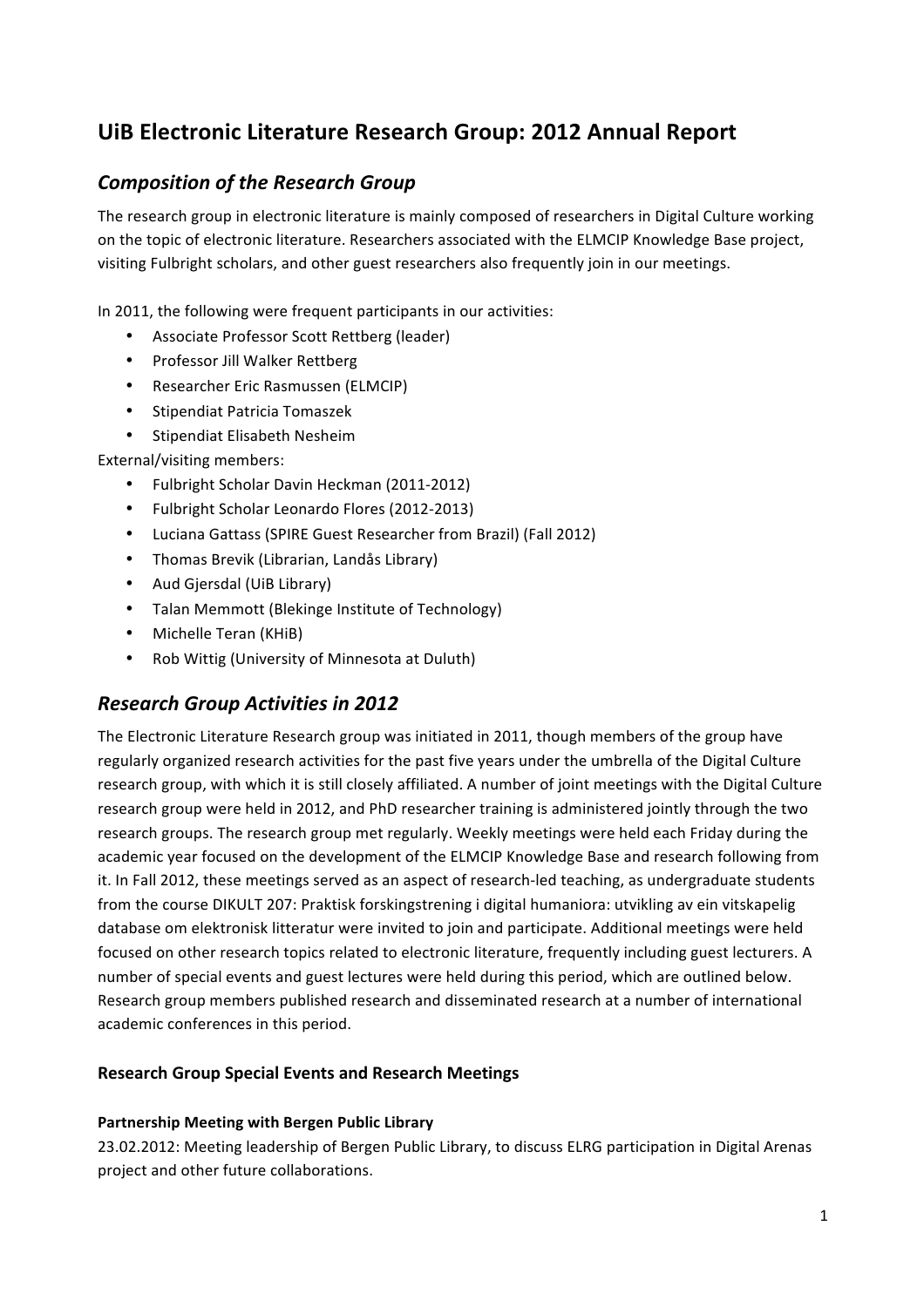# UiB Electronic Literature Research Group: 2012 Annual Report

## *Composition of the Research Group*

The research group in electronic literature is mainly composed of researchers in Digital Culture working on the topic of electronic literature. Researchers associated with the ELMCIP Knowledge Base project, visiting Fulbright scholars, and other guest researchers also frequently join in our meetings.

In 2011, the following were frequent participants in our activities:

- Associate Professor Scott Rettberg (leader)
- Professor Jill Walker Rettberg
- Researcher Eric Rasmussen (ELMCIP)
- Stipendiat Patricia Tomaszek
- Stipendiat Elisabeth Nesheim

External/visiting members:

- Fulbright Scholar Davin Heckman (2011-2012)
- Fulbright Scholar Leonardo Flores (2012-2013)
- Luciana Gattass (SPIRE Guest Researcher from Brazil) (Fall 2012)
- Thomas Brevik (Librarian, Landås Library)
- Aud Gjersdal (UiB Library)
- Talan Memmott (Blekinge Institute of Technology)
- Michelle Teran (KHiB)
- Rob Wittig (University of Minnesota at Duluth)

## *Research Group Activities in 2012*

The Electronic Literature Research group was initiated in 2011, though members of the group have regularly organized research activities for the past five years under the umbrella of the Digital Culture research group, with which it is still closely affiliated. A number of joint meetings with the Digital Culture research group were held in 2012, and PhD researcher training is administered jointly through the two research groups. The research group met regularly. Weekly meetings were held each Friday during the academic year focused on the development of the ELMCIP Knowledge Base and research following from it. In Fall 2012, these meetings served as an aspect of research-led teaching, as undergraduate students from the course DIKULT 207: Praktisk forskingstrening i digital humaniora: utvikling av ein vitskapelig database om elektronisk litteratur were invited to join and participate. Additional meetings were held focused on other research topics related to electronic literature, frequently including guest lecturers. A number of special events and guest lectures were held during this period, which are outlined below. Research group members published research and disseminated research at a number of international academic conferences in this period.

### Research Group Special Events and Research Meetings

#### Partnership Meeting with Bergen Public Library

23.02.2012: Meeting leadership of Bergen Public Library, to discuss ELRG participation in Digital Arenas project and other future collaborations.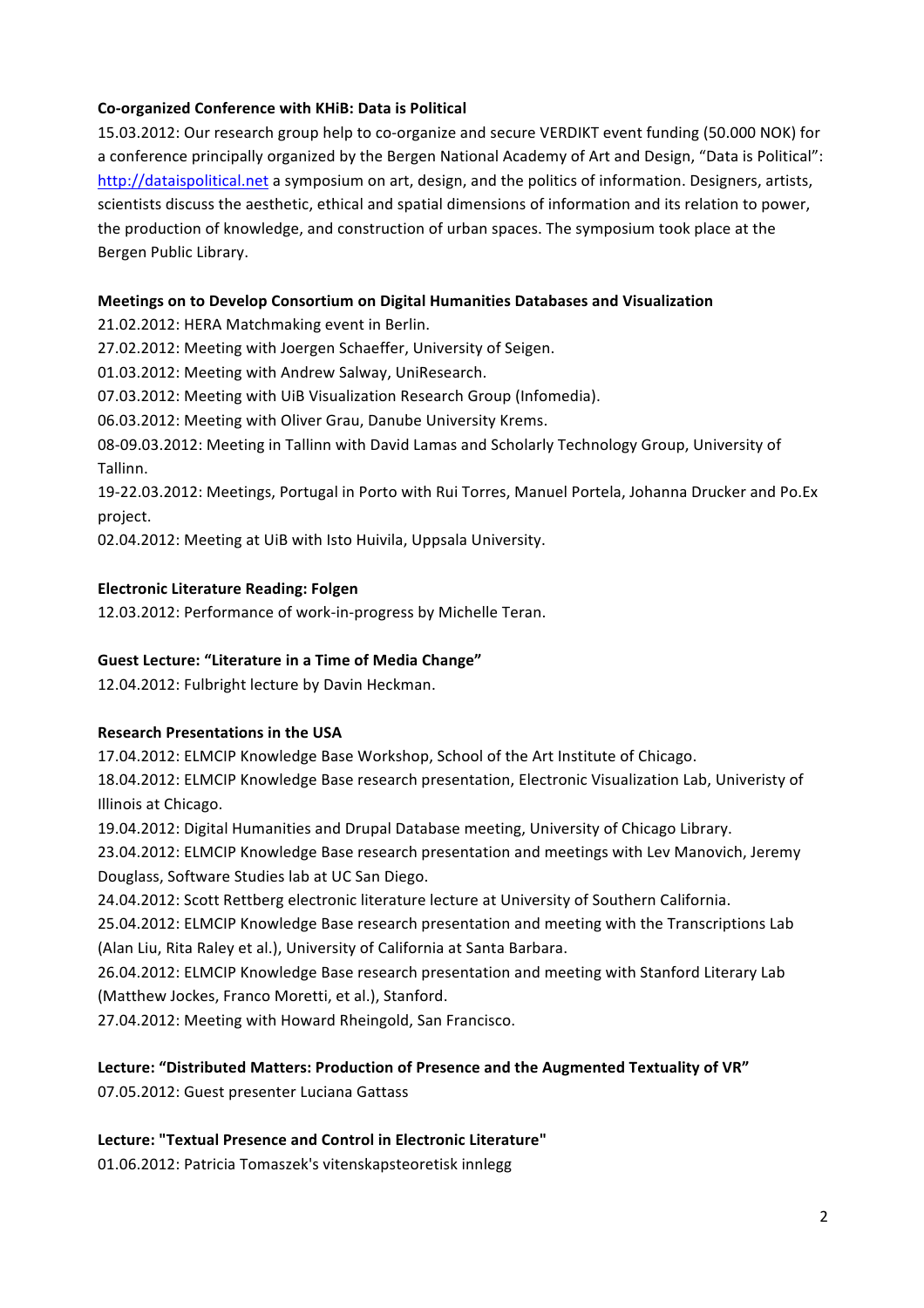**Co-organized Conference with KHiB: Data is Political**

15.03.2012: Our research group help to co-organize and secure VERDIKT event funding (50.000 NOK) for a conference principally organized by the Bergen National Academy of Art and Design, “Data is Political”: http://dataispolitical.net a symposium on art, design, and the politics of information. Designers, artists, scientists discuss the aesthetic, ethical and spatial dimensions of information and its relation to power, the production of knowledge, and construction of urban spaces. The symposium took place at the Bergen Public Library.

**Meetings on to Develop Consortium on Digital Humanities Databases and Visualization**

21.02.2012: HERA Matchmaking event in Berlin.
27.02.2012: Meeting with Joergen Schaeffer, University of Seigen.
01.03.2012: Meeting with Andrew Salway, UniResearch.
07.03.2012: Meeting with UiB Visualization Research Group (Infomedia).
06.03.2012: Meeting with Oliver Grau, Danube University Krems.
08-09.03.2012: Meeting in Tallinn with David Lamas and Scholarly Technology Group, University of Tallinn.
19-22.03.2012: Meetings, Portugal in Porto with Rui Torres, Manuel Portela, Johanna Drucker and Po.Ex project.
02.04.2012: Meeting at UiB with Isto Huivila, Uppsala University.

**Electronic Literature Reading: Folgen**

12.03.2012: Performance of work-in-progress by Michelle Teran.

**Guest Lecture: “Literature in a Time of Media Change”**

12.04.2012: Fulbright lecture by Davin Heckman.

**Research Presentations in the USA**

17.04.2012: ELMCIP Knowledge Base Workshop, School of the Art Institute of Chicago.
18.04.2012: ELMCIP Knowledge Base research presentation, Electronic Visualization Lab, Univeristy of Illinois at Chicago.
19.04.2012: Digital Humanities and Drupal Database meeting, University of Chicago Library.
23.04.2012: ELMCIP Knowledge Base research presentation and meetings with Lev Manovich, Jeremy Douglass, Software Studies lab at UC San Diego.
24.04.2012: Scott Rettberg electronic literature lecture at University of Southern California.
25.04.2012: ELMCIP Knowledge Base research presentation and meeting with the Transcriptions Lab (Alan Liu, Rita Raley et al.), University of California at Santa Barbara.
26.04.2012: ELMCIP Knowledge Base research presentation and meeting with Stanford Literary Lab (Matthew Jockes, Franco Moretti, et al.), Stanford.
27.04.2012: Meeting with Howard Rheingold, San Francisco.

**Lecture: “Distributed Matters: Production of Presence and the Augmented Textuality of VR”**

07.05.2012: Guest presenter Luciana Gattass

**Lecture: "Textual Presence and Control in Electronic Literature"**

01.06.2012: Patricia Tomaszek's vitenskapsteoretisk innlegg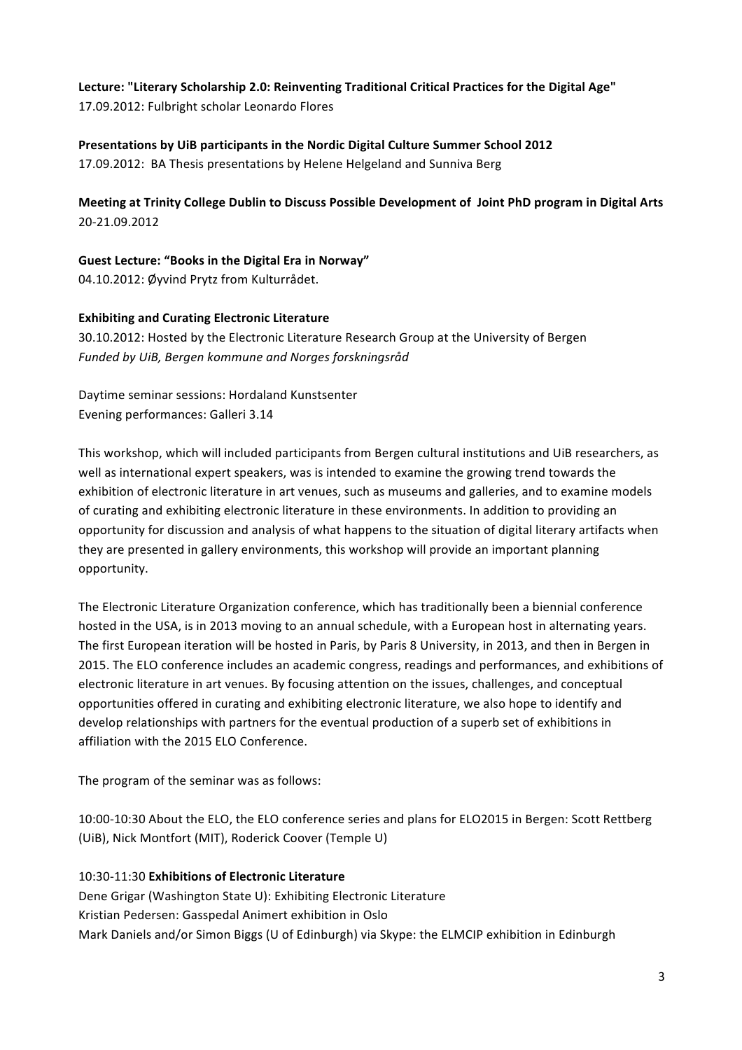**Lecture: "Literary Scholarship 2.0: Reinventing Traditional Critical Practices for the Digital Age"**
17.09.2012: Fulbright scholar Leonardo Flores

**Presentations by UiB participants in the Nordic Digital Culture Summer School 2012**
17.09.2012: BA Thesis presentations by Helene Helgeland and Sunniva Berg

**Meeting at Trinity College Dublin to Discuss Possible Development of Joint PhD program in Digital Arts**
20-21.09.2012

**Guest Lecture: "Books in the Digital Era in Norway"**
04.10.2012: Øyvind Prytz from Kulturrådet.

**Exhibiting and Curating Electronic Literature**
30.10.2012: Hosted by the Electronic Literature Research Group at the University of Bergen
*Funded by UiB, Bergen kommune and Norges forskningsråd*

Daytime seminar sessions: Hordaland Kunstsenter
Evening performances: Galleri 3.14

This workshop, which will included participants from Bergen cultural institutions and UiB researchers, as well as international expert speakers, was is intended to examine the growing trend towards the exhibition of electronic literature in art venues, such as museums and galleries, and to examine models of curating and exhibiting electronic literature in these environments. In addition to providing an opportunity for discussion and analysis of what happens to the situation of digital literary artifacts when they are presented in gallery environments, this workshop will provide an important planning opportunity.

The Electronic Literature Organization conference, which has traditionally been a biennial conference hosted in the USA, is in 2013 moving to an annual schedule, with a European host in alternating years. The first European iteration will be hosted in Paris, by Paris 8 University, in 2013, and then in Bergen in 2015. The ELO conference includes an academic congress, readings and performances, and exhibitions of electronic literature in art venues. By focusing attention on the issues, challenges, and conceptual opportunities offered in curating and exhibiting electronic literature, we also hope to identify and develop relationships with partners for the eventual production of a superb set of exhibitions in affiliation with the 2015 ELO Conference.

The program of the seminar was as follows:

10:00-10:30 About the ELO, the ELO conference series and plans for ELO2015 in Bergen: Scott Rettberg (UiB), Nick Montfort (MIT), Roderick Coover (Temple U)

10:30-11:30 **Exhibitions of Electronic Literature**
Dene Grigar (Washington State U): Exhibiting Electronic Literature
Kristian Pedersen: Gasspedal Animert exhibition in Oslo
Mark Daniels and/or Simon Biggs (U of Edinburgh) via Skype: the ELMCIP exhibition in Edinburgh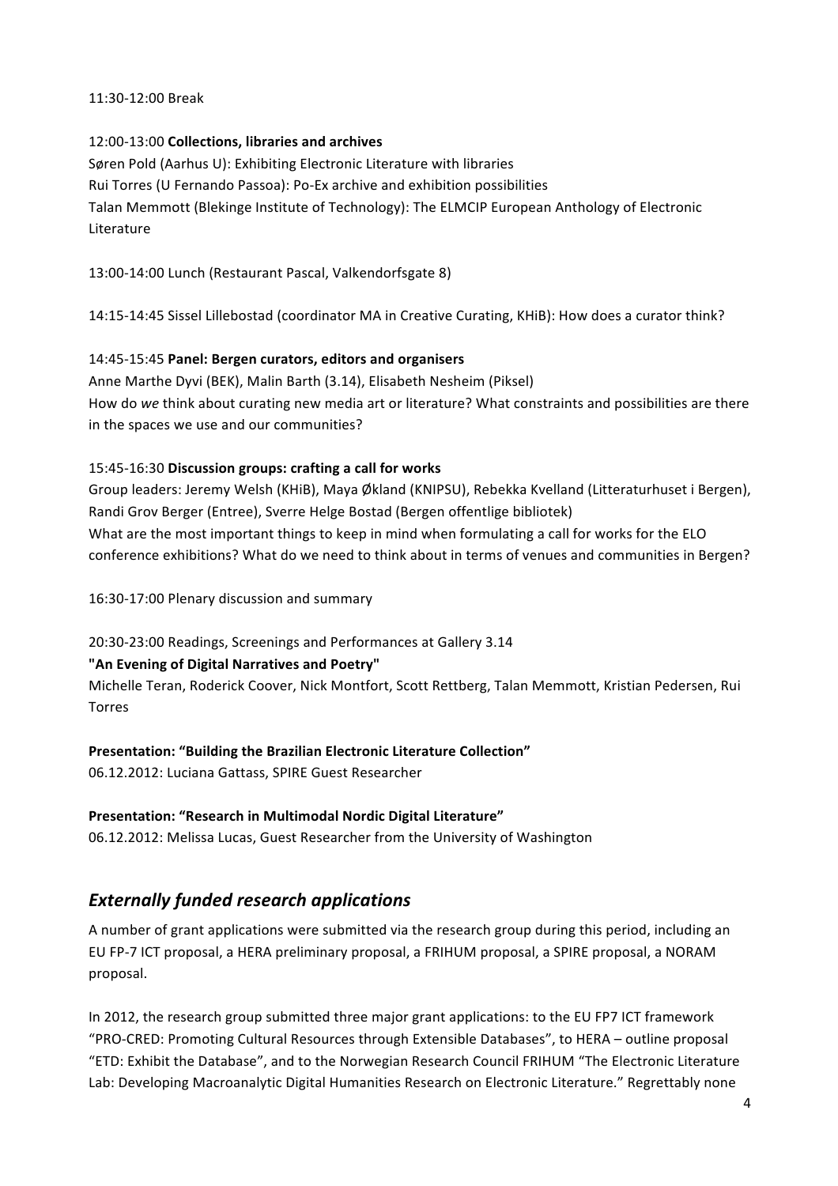11:30-12:00 Break

12:00-13:00 **Collections, libraries and archives**
Søren Pold (Aarhus U): Exhibiting Electronic Literature with libraries
Rui Torres (U Fernando Passoa): Po-Ex archive and exhibition possibilities
Talan Memmott (Blekinge Institute of Technology): The ELMCIP European Anthology of Electronic Literature

13:00-14:00 Lunch (Restaurant Pascal, Valkendorfsgate 8)

14:15-14:45 Sissel Lillebostad (coordinator MA in Creative Curating, KHiB): How does a curator think?

14:45-15:45 **Panel: Bergen curators, editors and organisers**
Anne Marthe Dyvi (BEK), Malin Barth (3.14), Elisabeth Nesheim (Piksel)
How do *we* think about curating new media art or literature? What constraints and possibilities are there in the spaces we use and our communities?

15:45-16:30 **Discussion groups: crafting a call for works**
Group leaders: Jeremy Welsh (KHiB), Maya Økland (KNIPSU), Rebekka Kvelland (Litteraturhuset i Bergen), Randi Grov Berger (Entree), Sverre Helge Bostad (Bergen offentlige bibliotek)
What are the most important things to keep in mind when formulating a call for works for the ELO conference exhibitions? What do we need to think about in terms of venues and communities in Bergen?

16:30-17:00 Plenary discussion and summary

20:30-23:00 Readings, Screenings and Performances at Gallery 3.14
**"An Evening of Digital Narratives and Poetry"**
Michelle Teran, Roderick Coover, Nick Montfort, Scott Rettberg, Talan Memmott, Kristian Pedersen, Rui Torres

**Presentation: "Building the Brazilian Electronic Literature Collection"**
06.12.2012: Luciana Gattass, SPIRE Guest Researcher

**Presentation: "Research in Multimodal Nordic Digital Literature"**
06.12.2012: Melissa Lucas, Guest Researcher from the University of Washington

## *Externally funded research applications*

A number of grant applications were submitted via the research group during this period, including an EU FP-7 ICT proposal, a HERA preliminary proposal, a FRIHUM proposal, a SPIRE proposal, a NORAM proposal.

In 2012, the research group submitted three major grant applications: to the EU FP7 ICT framework "PRO-CRED: Promoting Cultural Resources through Extensible Databases", to HERA – outline proposal "ETD: Exhibit the Database", and to the Norwegian Research Council FRIHUM "The Electronic Literature Lab: Developing Macroanalytic Digital Humanities Research on Electronic Literature." Regrettably none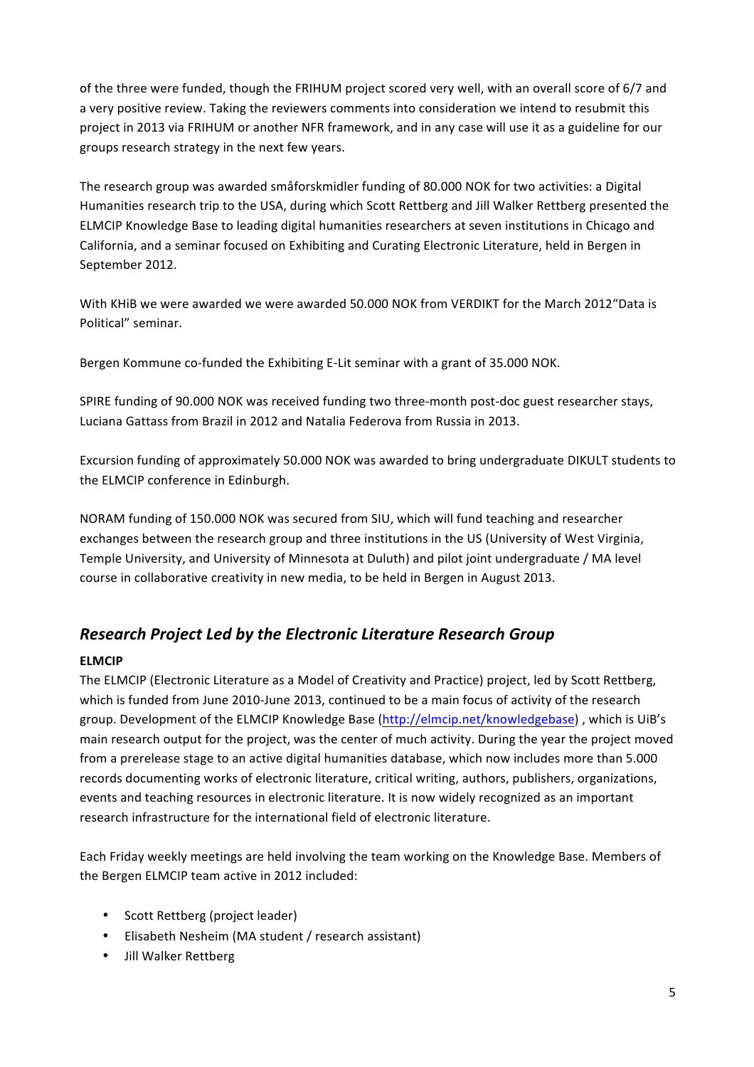of the three were funded, though the FRIHUM project scored very well, with an overall score of 6/7 and a very positive review. Taking the reviewers comments into consideration we intend to resubmit this project in 2013 via FRIHUM or another NFR framework, and in any case will use it as a guideline for our groups research strategy in the next few years.

The research group was awarded småforskmidler funding of 80.000 NOK for two activities: a Digital Humanities research trip to the USA, during which Scott Rettberg and Jill Walker Rettberg presented the ELMCIP Knowledge Base to leading digital humanities researchers at seven institutions in Chicago and California, and a seminar focused on Exhibiting and Curating Electronic Literature, held in Bergen in September 2012.

With KHiB we were awarded we were awarded 50.000 NOK from VERDIKT for the March 2012"Data is Political" seminar.

Bergen Kommune co-funded the Exhibiting E-Lit seminar with a grant of 35.000 NOK.

SPIRE funding of 90.000 NOK was received funding two three-month post-doc guest researcher stays, Luciana Gattass from Brazil in 2012 and Natalia Federova from Russia in 2013.

Excursion funding of approximately 50.000 NOK was awarded to bring undergraduate DIKULT students to the ELMCIP conference in Edinburgh.

NORAM funding of 150.000 NOK was secured from SIU, which will fund teaching and researcher exchanges between the research group and three institutions in the US (University of West Virginia, Temple University, and University of Minnesota at Duluth) and pilot joint undergraduate / MA level course in collaborative creativity in new media, to be held in Bergen in August 2013.

## *Research Project Led by the Electronic Literature Research Group*

**ELMCIP**

The ELMCIP (Electronic Literature as a Model of Creativity and Practice) project, led by Scott Rettberg, which is funded from June 2010-June 2013, continued to be a main focus of activity of the research group. Development of the ELMCIP Knowledge Base (http://elmcip.net/knowledgebase) , which is UiB's main research output for the project, was the center of much activity. During the year the project moved from a prerelease stage to an active digital humanities database, which now includes more than 5.000 records documenting works of electronic literature, critical writing, authors, publishers, organizations, events and teaching resources in electronic literature. It is now widely recognized as an important research infrastructure for the international field of electronic literature.

Each Friday weekly meetings are held involving the team working on the Knowledge Base. Members of the Bergen ELMCIP team active in 2012 included:

- Scott Rettberg (project leader)
- Elisabeth Nesheim (MA student / research assistant)
- Jill Walker Rettberg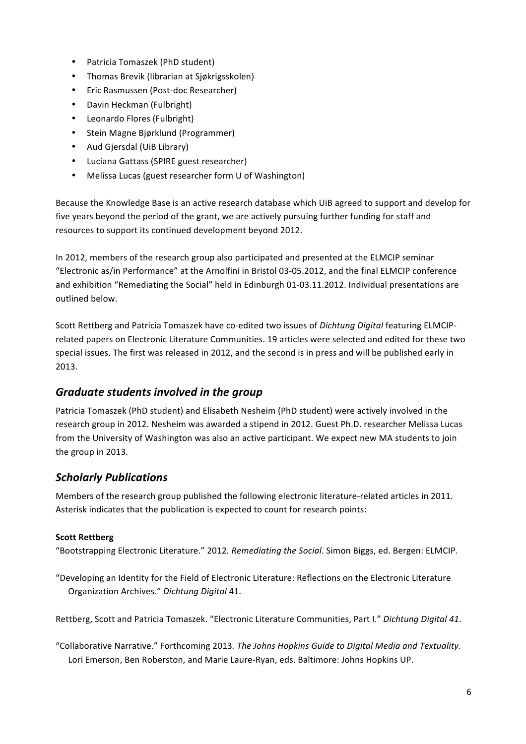- Patricia Tomaszek (PhD student)
- Thomas Brevik (librarian at Sjøkrigsskolen)
- Eric Rasmussen (Post-doc Researcher)
- Davin Heckman (Fulbright)
- Leonardo Flores (Fulbright)
- Stein Magne Bjørklund (Programmer)
- Aud Gjersdal (UiB Library)
- Luciana Gattass (SPIRE guest researcher)
- Melissa Lucas (guest researcher form U of Washington)

Because the Knowledge Base is an active research database which UiB agreed to support and develop for five years beyond the period of the grant, we are actively pursuing further funding for staff and resources to support its continued development beyond 2012.

In 2012, members of the research group also participated and presented at the ELMCIP seminar "Electronic as/in Performance" at the Arnolfini in Bristol 03-05.2012, and the final ELMCIP conference and exhibition "Remediating the Social" held in Edinburgh 01-03.11.2012. Individual presentations are outlined below.

Scott Rettberg and Patricia Tomaszek have co-edited two issues of *Dichtung Digital* featuring ELMCIP-related papers on Electronic Literature Communities. 19 articles were selected and edited for these two special issues. The first was released in 2012, and the second is in press and will be published early in 2013.

## *Graduate students involved in the group*

Patricia Tomaszek (PhD student) and Elisabeth Nesheim (PhD student) were actively involved in the research group in 2012. Nesheim was awarded a stipend in 2012. Guest Ph.D. researcher Melissa Lucas from the University of Washington was also an active participant. We expect new MA students to join the group in 2013.

## *Scholarly Publications*

Members of the research group published the following electronic literature-related articles in 2011. Asterisk indicates that the publication is expected to count for research points:

**Scott Rettberg**

"Bootstrapping Electronic Literature." 2012*. Remediating the Social*. Simon Biggs, ed. Bergen: ELMCIP.

"Developing an Identity for the Field of Electronic Literature: Reflections on the Electronic Literature Organization Archives." *Dichtung Digital* 41.

Rettberg, Scott and Patricia Tomaszek. "Electronic Literature Communities, Part I." *Dichtung Digital 41*.

"Collaborative Narrative." Forthcoming 2013*. The Johns Hopkins Guide to Digital Media and Textuality*. Lori Emerson, Ben Roberston, and Marie Laure-Ryan, eds. Baltimore: Johns Hopkins UP.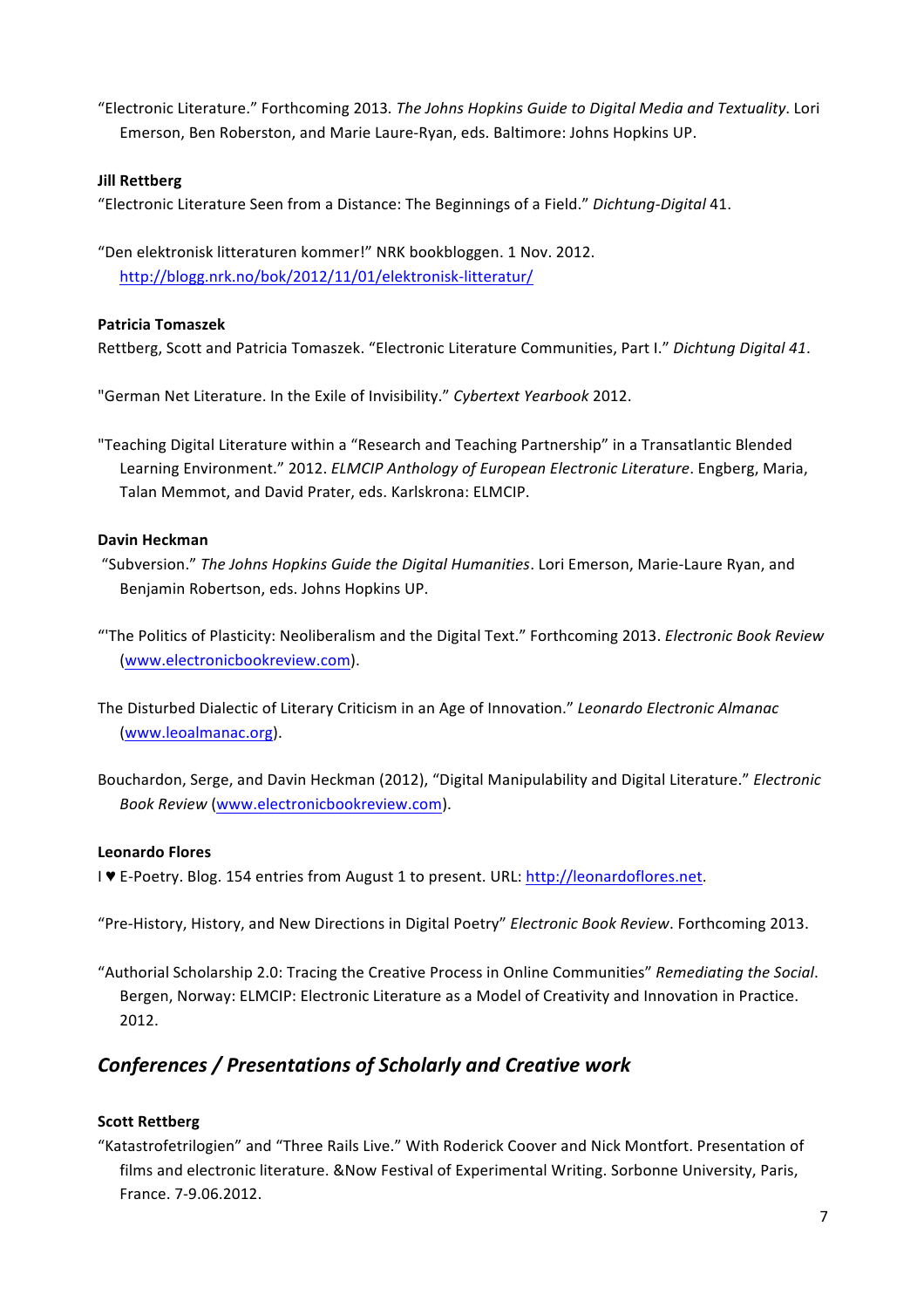"Electronic Literature." Forthcoming 2013. *The Johns Hopkins Guide to Digital Media and Textuality*. Lori Emerson, Ben Roberston, and Marie Laure-Ryan, eds. Baltimore: Johns Hopkins UP.

**Jill Rettberg**

"Electronic Literature Seen from a Distance: The Beginnings of a Field." *Dichtung-Digital* 41.

"Den elektronisk litteraturen kommer!" NRK bookbloggen. 1 Nov. 2012. http://blogg.nrk.no/bok/2012/11/01/elektronisk-litteratur/

**Patricia Tomaszek**

Rettberg, Scott and Patricia Tomaszek. "Electronic Literature Communities, Part I." *Dichtung Digital 41*.

"German Net Literature. In the Exile of Invisibility." *Cybertext Yearbook* 2012.

"Teaching Digital Literature within a "Research and Teaching Partnership" in a Transatlantic Blended Learning Environment." 2012. *ELMCIP Anthology of European Electronic Literature*. Engberg, Maria, Talan Memmot, and David Prater, eds. Karlskrona: ELMCIP.

**Davin Heckman**

"Subversion." *The Johns Hopkins Guide the Digital Humanities*. Lori Emerson, Marie-Laure Ryan, and Benjamin Robertson, eds. Johns Hopkins UP.

"'The Politics of Plasticity: Neoliberalism and the Digital Text." Forthcoming 2013. *Electronic Book Review* (www.electronicbookreview.com).

The Disturbed Dialectic of Literary Criticism in an Age of Innovation." *Leonardo Electronic Almanac* (www.leoalmanac.org).

Bouchardon, Serge, and Davin Heckman (2012), "Digital Manipulability and Digital Literature." *Electronic Book Review* (www.electronicbookreview.com).

**Leonardo Flores**

I ♥ E-Poetry. Blog. 154 entries from August 1 to present. URL: http://leonardoflores.net.

"Pre-History, History, and New Directions in Digital Poetry" *Electronic Book Review*. Forthcoming 2013.

"Authorial Scholarship 2.0: Tracing the Creative Process in Online Communities" *Remediating the Social*. Bergen, Norway: ELMCIP: Electronic Literature as a Model of Creativity and Innovation in Practice. 2012.

## *Conferences / Presentations of Scholarly and Creative work*

**Scott Rettberg**

"Katastrofetrilogien" and "Three Rails Live." With Roderick Coover and Nick Montfort. Presentation of films and electronic literature. &Now Festival of Experimental Writing. Sorbonne University, Paris, France. 7-9.06.2012.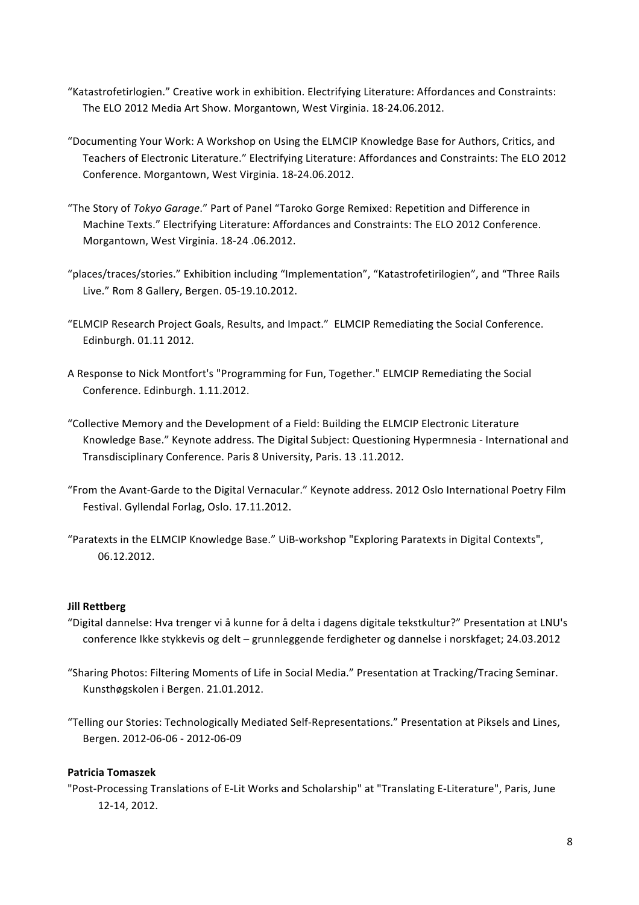"Katastrofetirlogien." Creative work in exhibition. Electrifying Literature: Affordances and Constraints: The ELO 2012 Media Art Show. Morgantown, West Virginia. 18-24.06.2012.

"Documenting Your Work: A Workshop on Using the ELMCIP Knowledge Base for Authors, Critics, and Teachers of Electronic Literature." Electrifying Literature: Affordances and Constraints: The ELO 2012 Conference. Morgantown, West Virginia. 18-24.06.2012.

"The Story of *Tokyo Garage*." Part of Panel "Taroko Gorge Remixed: Repetition and Difference in Machine Texts." Electrifying Literature: Affordances and Constraints: The ELO 2012 Conference. Morgantown, West Virginia. 18-24 .06.2012.

"places/traces/stories." Exhibition including "Implementation", "Katastrofetirilogien", and "Three Rails Live." Rom 8 Gallery, Bergen. 05-19.10.2012.

"ELMCIP Research Project Goals, Results, and Impact." ELMCIP Remediating the Social Conference. Edinburgh. 01.11 2012.

A Response to Nick Montfort's "Programming for Fun, Together." ELMCIP Remediating the Social Conference. Edinburgh. 1.11.2012.

"Collective Memory and the Development of a Field: Building the ELMCIP Electronic Literature Knowledge Base." Keynote address. The Digital Subject: Questioning Hypermnesia - International and Transdisciplinary Conference. Paris 8 University, Paris. 13 .11.2012.

"From the Avant-Garde to the Digital Vernacular." Keynote address. 2012 Oslo International Poetry Film Festival. Gyllendal Forlag, Oslo. 17.11.2012.

"Paratexts in the ELMCIP Knowledge Base." UiB-workshop "Exploring Paratexts in Digital Contexts", 06.12.2012.

**Jill Rettberg**

"Digital dannelse: Hva trenger vi å kunne for å delta i dagens digitale tekstkultur?" Presentation at LNU's conference Ikke stykkevis og delt – grunnleggende ferdigheter og dannelse i norskfaget; 24.03.2012

"Sharing Photos: Filtering Moments of Life in Social Media." Presentation at Tracking/Tracing Seminar. Kunsthøgskolen i Bergen. 21.01.2012.

"Telling our Stories: Technologically Mediated Self-Representations." Presentation at Piksels and Lines, Bergen. 2012-06-06 - 2012-06-09

**Patricia Tomaszek**

"Post-Processing Translations of E-Lit Works and Scholarship" at "Translating E-Literature", Paris, June 12-14, 2012.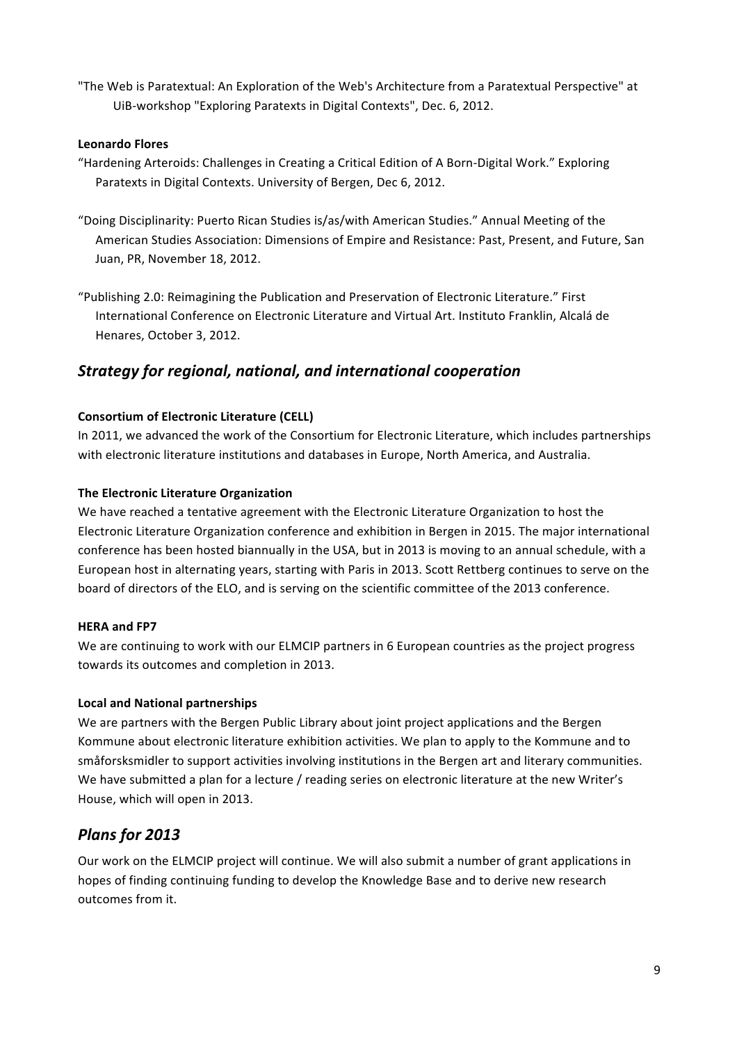"The Web is Paratextual: An Exploration of the Web's Architecture from a Paratextual Perspective" at UiB-workshop "Exploring Paratexts in Digital Contexts", Dec. 6, 2012.

**Leonardo Flores**

"Hardening Arteroids: Challenges in Creating a Critical Edition of A Born-Digital Work." Exploring Paratexts in Digital Contexts. University of Bergen, Dec 6, 2012.

"Doing Disciplinarity: Puerto Rican Studies is/as/with American Studies." Annual Meeting of the American Studies Association: Dimensions of Empire and Resistance: Past, Present, and Future, San Juan, PR, November 18, 2012.

"Publishing 2.0: Reimagining the Publication and Preservation of Electronic Literature." First International Conference on Electronic Literature and Virtual Art. Instituto Franklin, Alcalá de Henares, October 3, 2012.

## *Strategy for regional, national, and international cooperation*

**Consortium of Electronic Literature (CELL)**

In 2011, we advanced the work of the Consortium for Electronic Literature, which includes partnerships with electronic literature institutions and databases in Europe, North America, and Australia.

**The Electronic Literature Organization**

We have reached a tentative agreement with the Electronic Literature Organization to host the Electronic Literature Organization conference and exhibition in Bergen in 2015. The major international conference has been hosted biannually in the USA, but in 2013 is moving to an annual schedule, with a European host in alternating years, starting with Paris in 2013. Scott Rettberg continues to serve on the board of directors of the ELO, and is serving on the scientific committee of the 2013 conference.

**HERA and FP7**

We are continuing to work with our ELMCIP partners in 6 European countries as the project progress towards its outcomes and completion in 2013.

**Local and National partnerships**

We are partners with the Bergen Public Library about joint project applications and the Bergen Kommune about electronic literature exhibition activities. We plan to apply to the Kommune and to småforsksmidler to support activities involving institutions in the Bergen art and literary communities. We have submitted a plan for a lecture / reading series on electronic literature at the new Writer's House, which will open in 2013.

## *Plans for 2013*

Our work on the ELMCIP project will continue. We will also submit a number of grant applications in hopes of finding continuing funding to develop the Knowledge Base and to derive new research outcomes from it.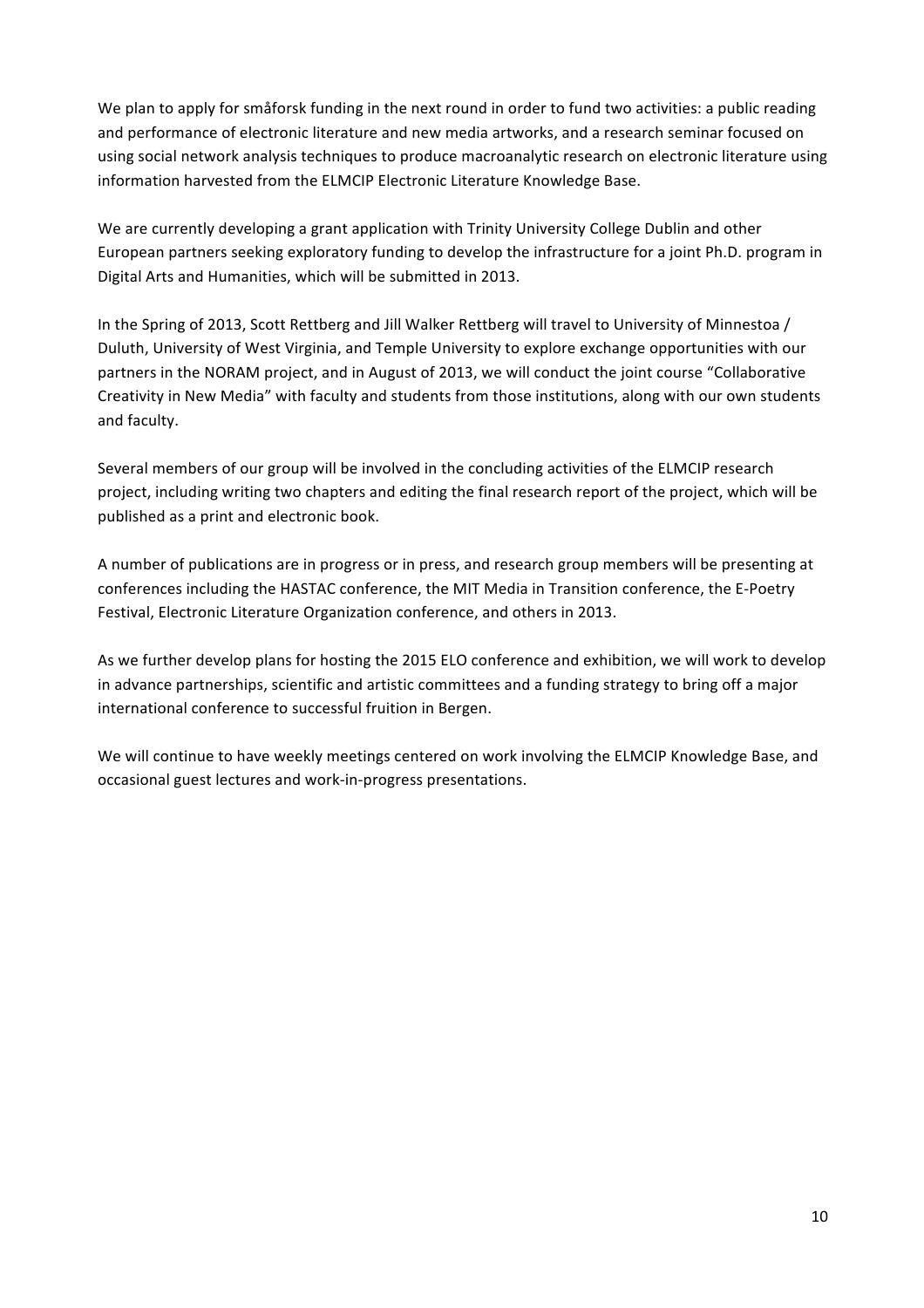We plan to apply for småforsk funding in the next round in order to fund two activities: a public reading and performance of electronic literature and new media artworks, and a research seminar focused on using social network analysis techniques to produce macroanalytic research on electronic literature using information harvested from the ELMCIP Electronic Literature Knowledge Base.

We are currently developing a grant application with Trinity University College Dublin and other European partners seeking exploratory funding to develop the infrastructure for a joint Ph.D. program in Digital Arts and Humanities, which will be submitted in 2013.

In the Spring of 2013, Scott Rettberg and Jill Walker Rettberg will travel to University of Minnestoa / Duluth, University of West Virginia, and Temple University to explore exchange opportunities with our partners in the NORAM project, and in August of 2013, we will conduct the joint course "Collaborative Creativity in New Media" with faculty and students from those institutions, along with our own students and faculty.

Several members of our group will be involved in the concluding activities of the ELMCIP research project, including writing two chapters and editing the final research report of the project, which will be published as a print and electronic book.

A number of publications are in progress or in press, and research group members will be presenting at conferences including the HASTAC conference, the MIT Media in Transition conference, the E-Poetry Festival, Electronic Literature Organization conference, and others in 2013.

As we further develop plans for hosting the 2015 ELO conference and exhibition, we will work to develop in advance partnerships, scientific and artistic committees and a funding strategy to bring off a major international conference to successful fruition in Bergen.

We will continue to have weekly meetings centered on work involving the ELMCIP Knowledge Base, and occasional guest lectures and work-in-progress presentations.